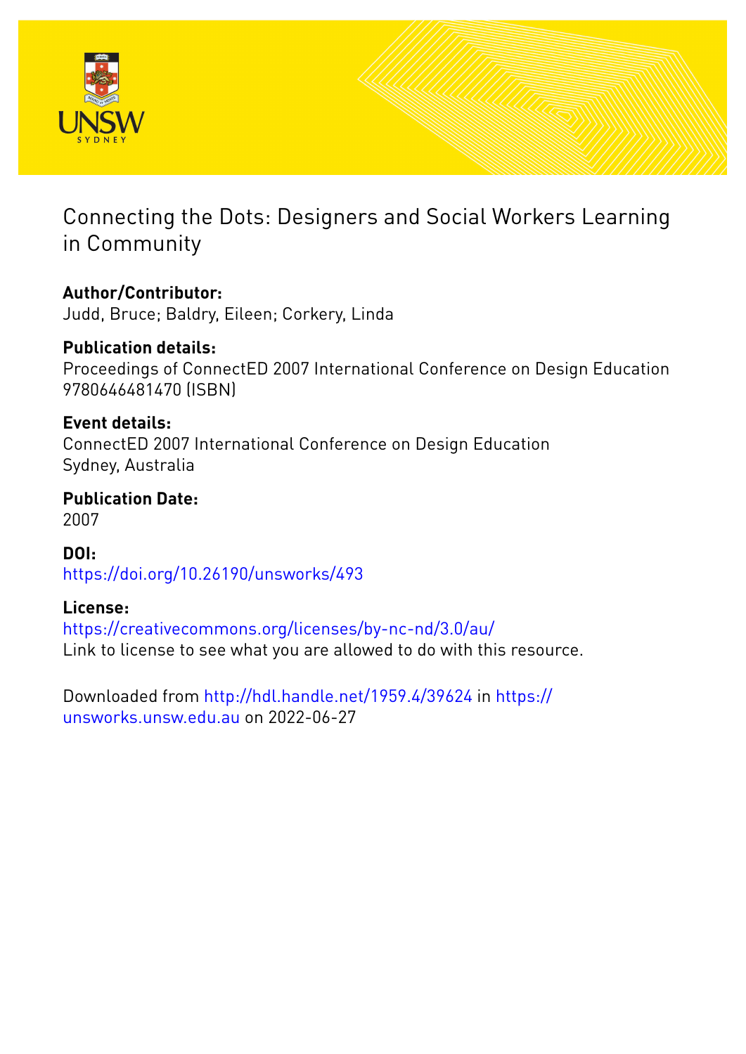# Connecting the Dots: Designers and Social Workers Learning in Community

**Author/Contributor:**
Judd, Bruce; Baldry, Eileen; Corkery, Linda

**Publication details:**
Proceedings of ConnectED 2007 International Conference on Design Education
9780646481470 (ISBN)

**Event details:**
ConnectED 2007 International Conference on Design Education
Sydney, Australia

**Publication Date:**
2007

**DOI:**
https://doi.org/10.26190/unsworks/493

**License:**
https://creativecommons.org/licenses/by-nc-nd/3.0/au/
Link to license to see what you are allowed to do with this resource.

Downloaded from http://hdl.handle.net/1959.4/39624 in https://unsworks.unsw.edu.au on 2022-06-27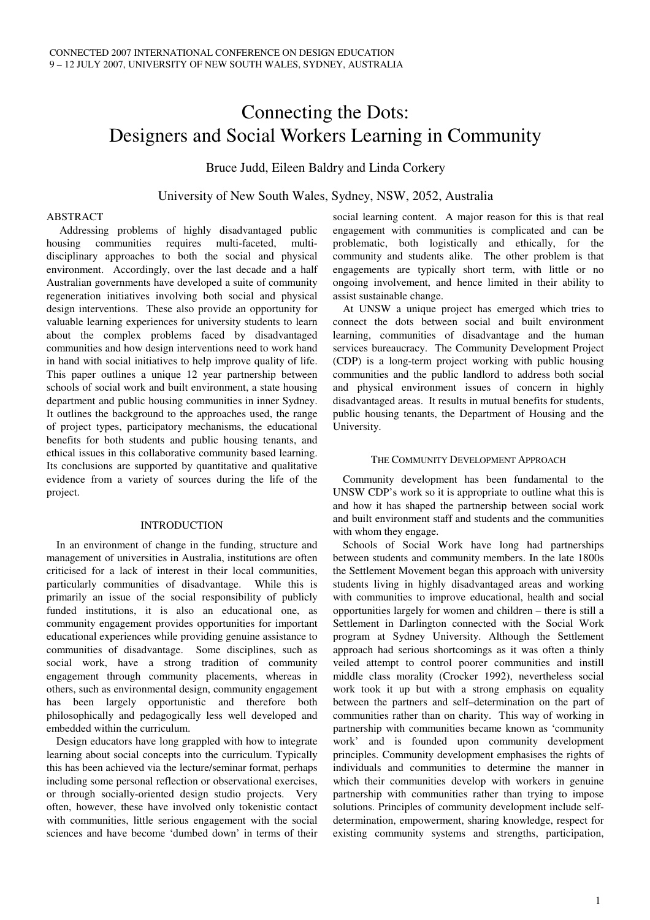# Connecting the Dots: Designers and Social Workers Learning in Community

Bruce Judd, Eileen Baldry and Linda Corkery

University of New South Wales, Sydney, NSW, 2052, Australia

## ABSTRACT

Addressing problems of highly disadvantaged public housing communities requires multi-faceted, multi-disciplinary approaches to both the social and physical environment. Accordingly, over the last decade and a half Australian governments have developed a suite of community regeneration initiatives involving both social and physical design interventions. These also provide an opportunity for valuable learning experiences for university students to learn about the complex problems faced by disadvantaged communities and how design interventions need to work hand in hand with social initiatives to help improve quality of life. This paper outlines a unique 12 year partnership between schools of social work and built environment, a state housing department and public housing communities in inner Sydney. It outlines the background to the approaches used, the range of project types, participatory mechanisms, the educational benefits for both students and public housing tenants, and ethical issues in this collaborative community based learning. Its conclusions are supported by quantitative and qualitative evidence from a variety of sources during the life of the project.

## INTRODUCTION

In an environment of change in the funding, structure and management of universities in Australia, institutions are often criticised for a lack of interest in their local communities, particularly communities of disadvantage. While this is primarily an issue of the social responsibility of publicly funded institutions, it is also an educational one, as community engagement provides opportunities for important educational experiences while providing genuine assistance to communities of disadvantage. Some disciplines, such as social work, have a strong tradition of community engagement through community placements, whereas in others, such as environmental design, community engagement has been largely opportunistic and therefore both philosophically and pedagogically less well developed and embedded within the curriculum.

Design educators have long grappled with how to integrate learning about social concepts into the curriculum. Typically this has been achieved via the lecture/seminar format, perhaps including some personal reflection or observational exercises, or through socially-oriented design studio projects. Very often, however, these have involved only tokenistic contact with communities, little serious engagement with the social sciences and have become 'dumbed down' in terms of their social learning content. A major reason for this is that real engagement with communities is complicated and can be problematic, both logistically and ethically, for the community and students alike. The other problem is that engagements are typically short term, with little or no ongoing involvement, and hence limited in their ability to assist sustainable change.

At UNSW a unique project has emerged which tries to connect the dots between social and built environment learning, communities of disadvantage and the human services bureaucracy. The Community Development Project (CDP) is a long-term project working with public housing communities and the public landlord to address both social and physical environment issues of concern in highly disadvantaged areas. It results in mutual benefits for students, public housing tenants, the Department of Housing and the University.

## THE COMMUNITY DEVELOPMENT APPROACH

Community development has been fundamental to the UNSW CDP's work so it is appropriate to outline what this is and how it has shaped the partnership between social work and built environment staff and students and the communities with whom they engage.

Schools of Social Work have long had partnerships between students and community members. In the late 1800s the Settlement Movement began this approach with university students living in highly disadvantaged areas and working with communities to improve educational, health and social opportunities largely for women and children – there is still a Settlement in Darlington connected with the Social Work program at Sydney University. Although the Settlement approach had serious shortcomings as it was often a thinly veiled attempt to control poorer communities and instill middle class morality (Crocker 1992), nevertheless social work took it up but with a strong emphasis on equality between the partners and self–determination on the part of communities rather than on charity. This way of working in partnership with communities became known as 'community work' and is founded upon community development principles. Community development emphasises the rights of individuals and communities to determine the manner in which their communities develop with workers in genuine partnership with communities rather than trying to impose solutions. Principles of community development include self-determination, empowerment, sharing knowledge, respect for existing community systems and strengths, participation,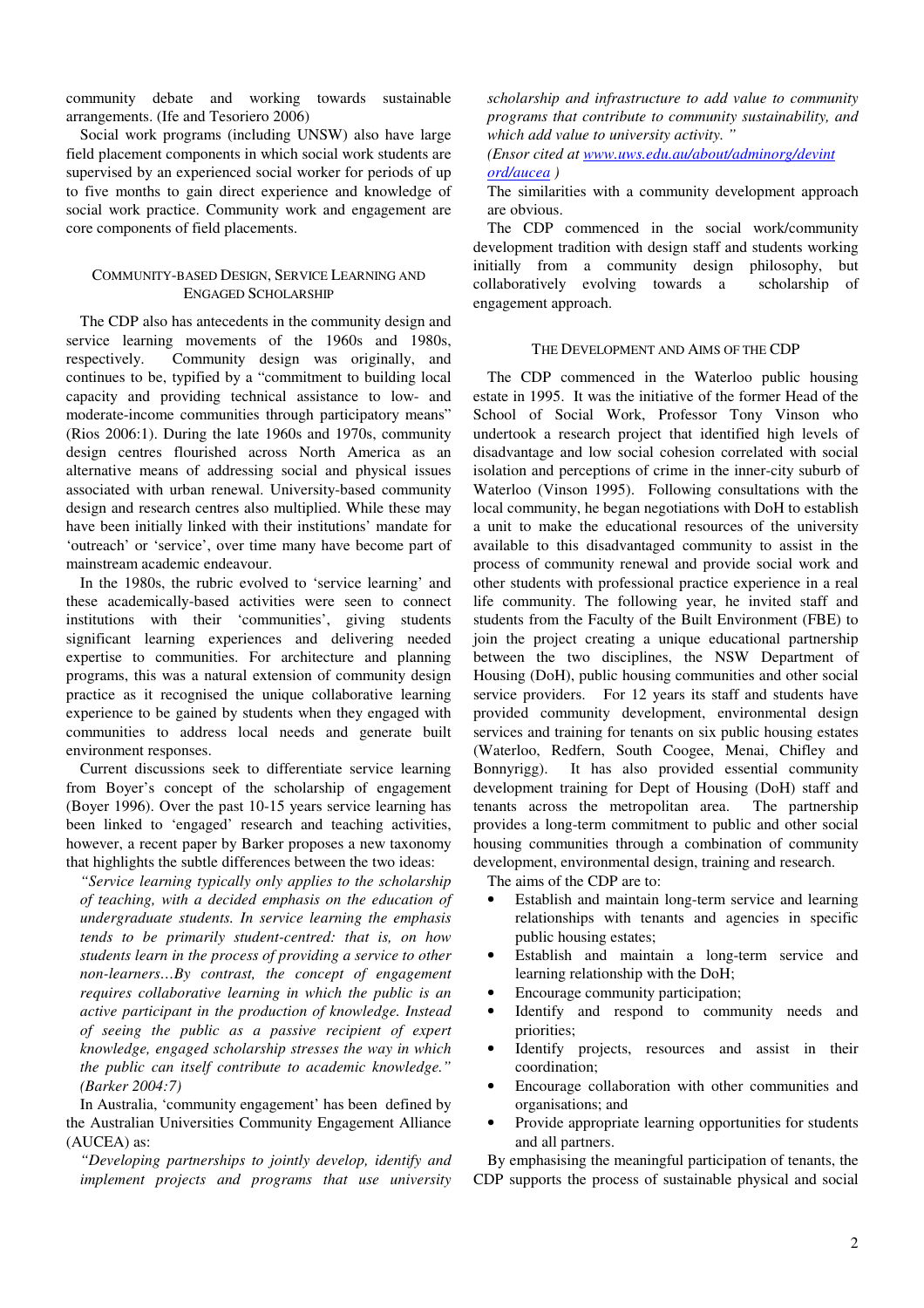community debate and working towards sustainable arrangements. (Ife and Tesoriero 2006)

Social work programs (including UNSW) also have large field placement components in which social work students are supervised by an experienced social worker for periods of up to five months to gain direct experience and knowledge of social work practice. Community work and engagement are core components of field placements.

## Community-Based Design, Service Learning and Engaged Scholarship

The CDP also has antecedents in the community design and service learning movements of the 1960s and 1980s, respectively. Community design was originally, and continues to be, typified by a "commitment to building local capacity and providing technical assistance to low- and moderate-income communities through participatory means" (Rios 2006:1). During the late 1960s and 1970s, community design centres flourished across North America as an alternative means of addressing social and physical issues associated with urban renewal. University-based community design and research centres also multiplied. While these may have been initially linked with their institutions' mandate for 'outreach' or 'service', over time many have become part of mainstream academic endeavour.

In the 1980s, the rubric evolved to 'service learning' and these academically-based activities were seen to connect institutions with their 'communities', giving students significant learning experiences and delivering needed expertise to communities. For architecture and planning programs, this was a natural extension of community design practice as it recognised the unique collaborative learning experience to be gained by students when they engaged with communities to address local needs and generate built environment responses.

Current discussions seek to differentiate service learning from Boyer's concept of the scholarship of engagement (Boyer 1996). Over the past 10-15 years service learning has been linked to 'engaged' research and teaching activities, however, a recent paper by Barker proposes a new taxonomy that highlights the subtle differences between the two ideas:

> *"Service learning typically only applies to the scholarship of teaching, with a decided emphasis on the education of undergraduate students. In service learning the emphasis tends to be primarily student-centred: that is, on how students learn in the process of providing a service to other non-learners…By contrast, the concept of engagement requires collaborative learning in which the public is an active participant in the production of knowledge. Instead of seeing the public as a passive recipient of expert knowledge, engaged scholarship stresses the way in which the public can itself contribute to academic knowledge." (Barker 2004:7)*

In Australia, 'community engagement' has been defined by the Australian Universities Community Engagement Alliance (AUCEA) as:

> *"Developing partnerships to jointly develop, identify and implement projects and programs that use university scholarship and infrastructure to add value to community programs that contribute to community sustainability, and which add value to university activity."*
>
> *(Ensor cited at www.uws.edu.au/about/adminorg/devintord/aucea )*

The similarities with a community development approach are obvious.

The CDP commenced in the social work/community development tradition with design staff and students working initially from a community design philosophy, but collaboratively evolving towards a scholarship of engagement approach.

## The Development and Aims of the CDP

The CDP commenced in the Waterloo public housing estate in 1995. It was the initiative of the former Head of the School of Social Work, Professor Tony Vinson who undertook a research project that identified high levels of disadvantage and low social cohesion correlated with social isolation and perceptions of crime in the inner-city suburb of Waterloo (Vinson 1995). Following consultations with the local community, he began negotiations with DoH to establish a unit to make the educational resources of the university available to this disadvantaged community to assist in the process of community renewal and provide social work and other students with professional practice experience in a real life community. The following year, he invited staff and students from the Faculty of the Built Environment (FBE) to join the project creating a unique educational partnership between the two disciplines, the NSW Department of Housing (DoH), public housing communities and other social service providers. For 12 years its staff and students have provided community development, environmental design services and training for tenants on six public housing estates (Waterloo, Redfern, South Coogee, Menai, Chifley and Bonnyrigg). It has also provided essential community development training for Dept of Housing (DoH) staff and tenants across the metropolitan area. The partnership provides a long-term commitment to public and other social housing communities through a combination of community development, environmental design, training and research.

The aims of the CDP are to:

- Establish and maintain long-term service and learning relationships with tenants and agencies in specific public housing estates;
- Establish and maintain a long-term service and learning relationship with the DoH;
- Encourage community participation;
- Identify and respond to community needs and priorities;
- Identify projects, resources and assist in their coordination;
- Encourage collaboration with other communities and organisations; and
- Provide appropriate learning opportunities for students and all partners.

By emphasising the meaningful participation of tenants, the CDP supports the process of sustainable physical and social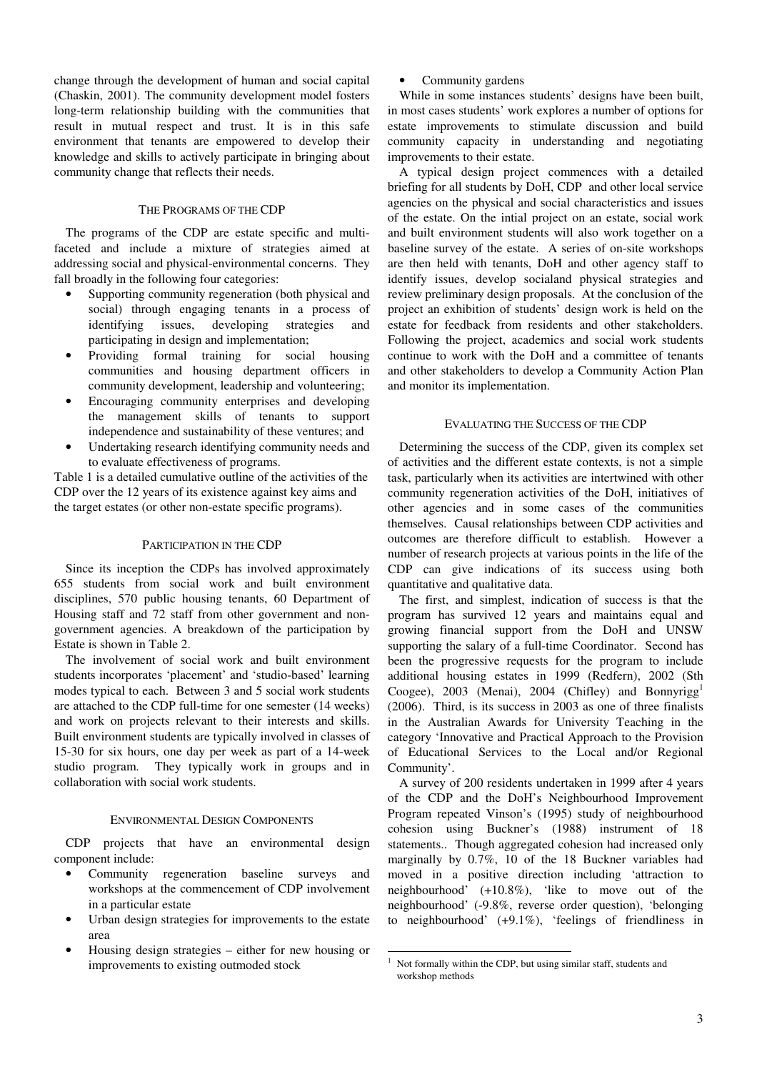change through the development of human and social capital (Chaskin, 2001). The community development model fosters long-term relationship building with the communities that result in mutual respect and trust. It is in this safe environment that tenants are empowered to develop their knowledge and skills to actively participate in bringing about community change that reflects their needs.

## The Programs of the CDP

The programs of the CDP are estate specific and multi-faceted and include a mixture of strategies aimed at addressing social and physical-environmental concerns. They fall broadly in the following four categories:

- Supporting community regeneration (both physical and social) through engaging tenants in a process of identifying issues, developing strategies and participating in design and implementation;
- Providing formal training for social housing communities and housing department officers in community development, leadership and volunteering;
- Encouraging community enterprises and developing the management skills of tenants to support independence and sustainability of these ventures; and
- Undertaking research identifying community needs and to evaluate effectiveness of programs.

Table 1 is a detailed cumulative outline of the activities of the CDP over the 12 years of its existence against key aims and the target estates (or other non-estate specific programs).

## Participation in the CDP

Since its inception the CDPs has involved approximately 655 students from social work and built environment disciplines, 570 public housing tenants, 60 Department of Housing staff and 72 staff from other government and non-government agencies. A breakdown of the participation by Estate is shown in Table 2.

The involvement of social work and built environment students incorporates 'placement' and 'studio-based' learning modes typical to each. Between 3 and 5 social work students are attached to the CDP full-time for one semester (14 weeks) and work on projects relevant to their interests and skills. Built environment students are typically involved in classes of 15-30 for six hours, one day per week as part of a 14-week studio program. They typically work in groups and in collaboration with social work students.

## Environmental Design Components

CDP projects that have an environmental design component include:

- Community regeneration baseline surveys and workshops at the commencement of CDP involvement in a particular estate
- Urban design strategies for improvements to the estate area
- Housing design strategies – either for new housing or improvements to existing outmoded stock
- Community gardens

While in some instances students' designs have been built, in most cases students' work explores a number of options for estate improvements to stimulate discussion and build community capacity in understanding and negotiating improvements to their estate.

A typical design project commences with a detailed briefing for all students by DoH, CDP and other local service agencies on the physical and social characteristics and issues of the estate. On the intial project on an estate, social work and built environment students will also work together on a baseline survey of the estate. A series of on-site workshops are then held with tenants, DoH and other agency staff to identify issues, develop socialand physical strategies and review preliminary design proposals. At the conclusion of the project an exhibition of students' design work is held on the estate for feedback from residents and other stakeholders. Following the project, academics and social work students continue to work with the DoH and a committee of tenants and other stakeholders to develop a Community Action Plan and monitor its implementation.

## Evaluating the Success of the CDP

Determining the success of the CDP, given its complex set of activities and the different estate contexts, is not a simple task, particularly when its activities are intertwined with other community regeneration activities of the DoH, initiatives of other agencies and in some cases of the communities themselves. Causal relationships between CDP activities and outcomes are therefore difficult to establish. However a number of research projects at various points in the life of the CDP can give indications of its success using both quantitative and qualitative data.

The first, and simplest, indication of success is that the program has survived 12 years and maintains equal and growing financial support from the DoH and UNSW supporting the salary of a full-time Coordinator. Second has been the progressive requests for the program to include additional housing estates in 1999 (Redfern), 2002 (Sth Coogee), 2003 (Menai), 2004 (Chifley) and Bonnyrigg[1] (2006). Third, is its success in 2003 as one of three finalists in the Australian Awards for University Teaching in the category 'Innovative and Practical Approach to the Provision of Educational Services to the Local and/or Regional Community'.

A survey of 200 residents undertaken in 1999 after 4 years of the CDP and the DoH's Neighbourhood Improvement Program repeated Vinson's (1995) study of neighbourhood cohesion using Buckner's (1988) instrument of 18 statements.. Though aggregated cohesion had increased only marginally by 0.7%, 10 of the 18 Buckner variables had moved in a positive direction including 'attraction to neighbourhood' (+10.8%), 'like to move out of the neighbourhood' (-9.8%, reverse order question), 'belonging to neighbourhood' (+9.1%), 'feelings of friendliness in

[1] Not formally within the CDP, but using similar staff, students and workshop methods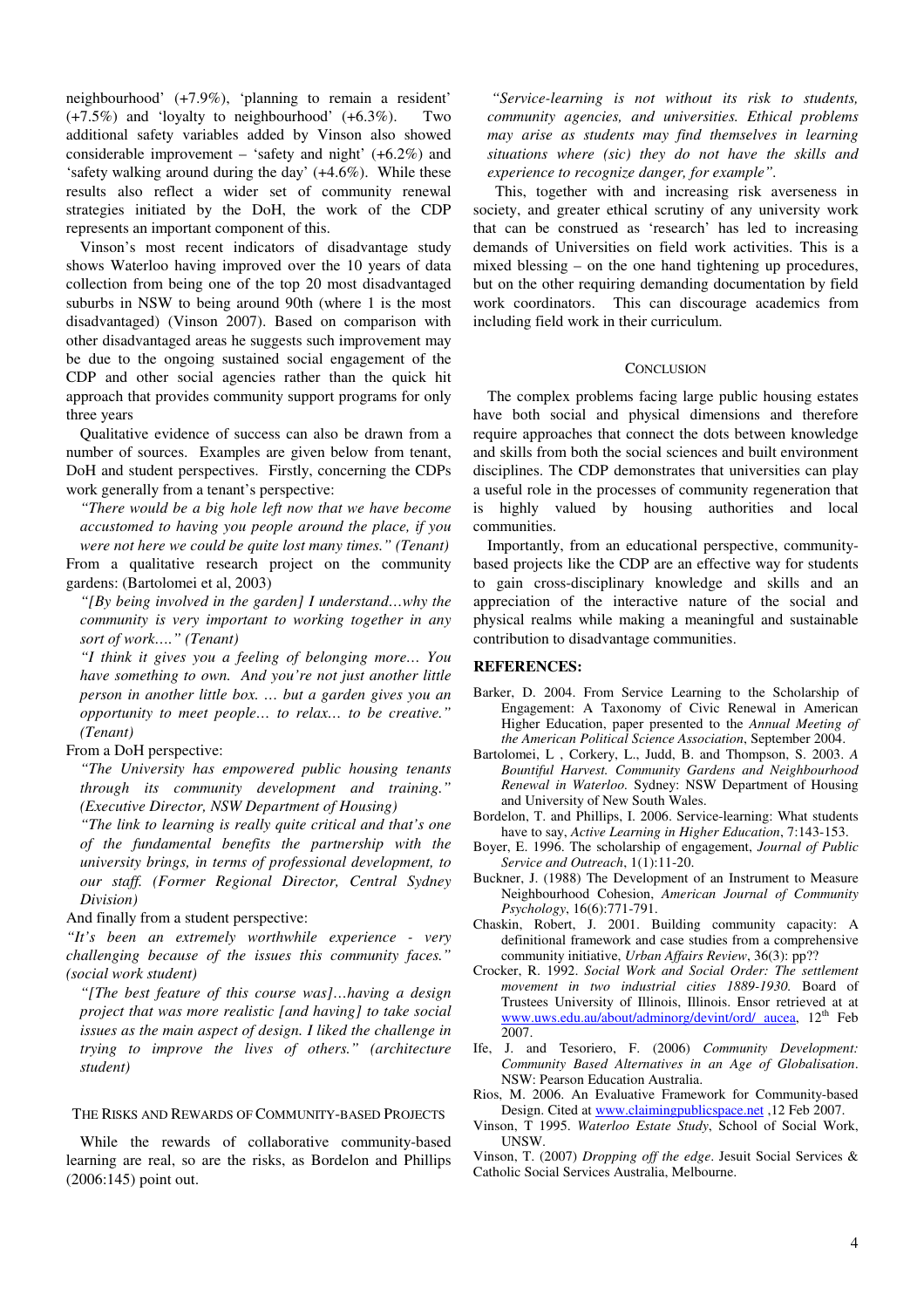neighbourhood' (+7.9%), 'planning to remain a resident' (+7.5%) and 'loyalty to neighbourhood' (+6.3%). Two additional safety variables added by Vinson also showed considerable improvement – 'safety and night' (+6.2%) and 'safety walking around during the day' (+4.6%). While these results also reflect a wider set of community renewal strategies initiated by the DoH, the work of the CDP represents an important component of this.

Vinson's most recent indicators of disadvantage study shows Waterloo having improved over the 10 years of data collection from being one of the top 20 most disadvantaged suburbs in NSW to being around 90th (where 1 is the most disadvantaged) (Vinson 2007). Based on comparison with other disadvantaged areas he suggests such improvement may be due to the ongoing sustained social engagement of the CDP and other social agencies rather than the quick hit approach that provides community support programs for only three years

Qualitative evidence of success can also be drawn from a number of sources. Examples are given below from tenant, DoH and student perspectives. Firstly, concerning the CDPs work generally from a tenant's perspective:

*"There would be a big hole left now that we have become accustomed to having you people around the place, if you were not here we could be quite lost many times." (Tenant)*

From a qualitative research project on the community gardens: (Bartolomei et al, 2003)

*"[By being involved in the garden] I understand…why the community is very important to working together in any sort of work…." (Tenant)*

*"I think it gives you a feeling of belonging more… You have something to own. And you're not just another little person in another little box. … but a garden gives you an opportunity to meet people… to relax… to be creative." (Tenant)*

From a DoH perspective:

*"The University has empowered public housing tenants through its community development and training." (Executive Director, NSW Department of Housing)*

*"The link to learning is really quite critical and that's one of the fundamental benefits the partnership with the university brings, in terms of professional development, to our staff. (Former Regional Director, Central Sydney Division)*

And finally from a student perspective:

*"It's been an extremely worthwhile experience - very challenging because of the issues this community faces." (social work student)*

*"[The best feature of this course was]…having a design project that was more realistic [and having] to take social issues as the main aspect of design. I liked the challenge in trying to improve the lives of others." (architecture student)*

## The Risks and Rewards of Community-based Projects

While the rewards of collaborative community-based learning are real, so are the risks, as Bordelon and Phillips (2006:145) point out.

*"Service-learning is not without its risk to students, community agencies, and universities. Ethical problems may arise as students may find themselves in learning situations where (sic) they do not have the skills and experience to recognize danger, for example".*

This, together with and increasing risk averseness in society, and greater ethical scrutiny of any university work that can be construed as 'research' has led to increasing demands of Universities on field work activities. This is a mixed blessing – on the one hand tightening up procedures, but on the other requiring demanding documentation by field work coordinators. This can discourage academics from including field work in their curriculum.

## Conclusion

The complex problems facing large public housing estates have both social and physical dimensions and therefore require approaches that connect the dots between knowledge and skills from both the social sciences and built environment disciplines. The CDP demonstrates that universities can play a useful role in the processes of community regeneration that is highly valued by housing authorities and local communities.

Importantly, from an educational perspective, community-based projects like the CDP are an effective way for students to gain cross-disciplinary knowledge and skills and an appreciation of the interactive nature of the social and physical realms while making a meaningful and sustainable contribution to disadvantage communities.

## REFERENCES:

Barker, D. 2004. From Service Learning to the Scholarship of Engagement: A Taxonomy of Civic Renewal in American Higher Education, paper presented to the *Annual Meeting of the American Political Science Association*, September 2004.

Bartolomei, L , Corkery, L., Judd, B. and Thompson, S. 2003. *A Bountiful Harvest. Community Gardens and Neighbourhood Renewal in Waterloo.* Sydney: NSW Department of Housing and University of New South Wales.

Bordelon, T. and Phillips, I. 2006. Service-learning: What students have to say, *Active Learning in Higher Education*, 7:143-153.

Boyer, E. 1996. The scholarship of engagement, *Journal of Public Service and Outreach*, 1(1):11-20.

Buckner, J. (1988) The Development of an Instrument to Measure Neighbourhood Cohesion, *American Journal of Community Psychology*, 16(6):771-791.

Chaskin, Robert, J. 2001. Building community capacity: A definitional framework and case studies from a comprehensive community initiative, *Urban Affairs Review*, 36(3): pp??

Crocker, R. 1992. *Social Work and Social Order: The settlement movement in two industrial cities 1889-1930.* Board of Trustees University of Illinois, Illinois. Ensor retrieved at at www.uws.edu.au/about/adminorg/devint/ord/_aucea, 12th Feb 2007.

Ife, J. and Tesoriero, F. (2006) *Community Development: Community Based Alternatives in an Age of Globalisation*. NSW: Pearson Education Australia.

Rios, M. 2006. An Evaluative Framework for Community-based Design. Cited at www.claimingpublicspace.net ,12 Feb 2007.

Vinson, T 1995. *Waterloo Estate Study*, School of Social Work, UNSW.

Vinson, T. (2007) *Dropping off the edge*. Jesuit Social Services & Catholic Social Services Australia, Melbourne.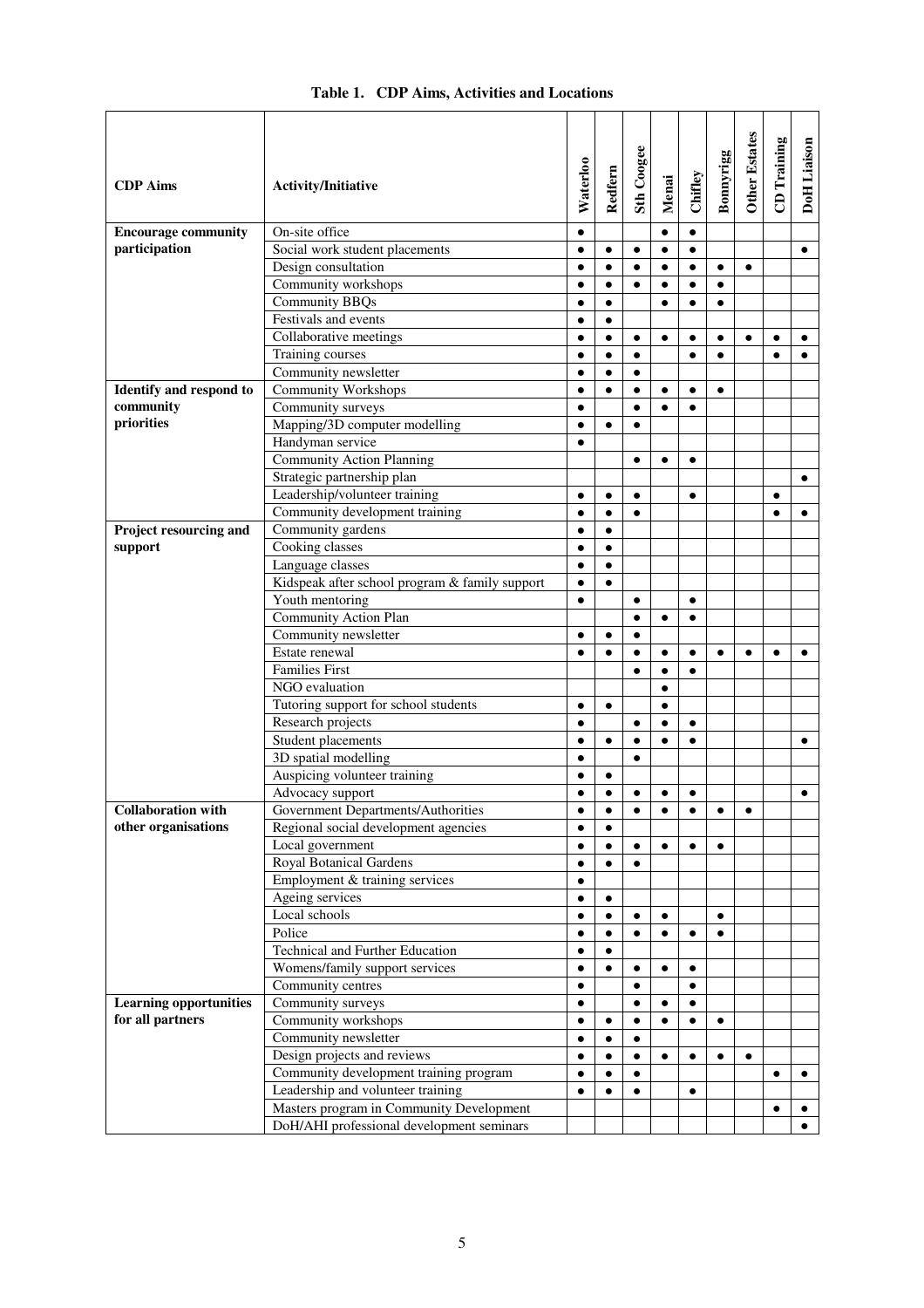**Table 1. CDP Aims, Activities and Locations**

| CDP Aims | Activity/Initiative | Waterloo | Redfern | Sth Coogee | Menai | Chifley | Bonnyrigg | Other Estates | CD Training | DoH Liaison |
|---|---|---|---|---|---|---|---|---|---|---|
| **Encourage community participation** | On-site office | ● | | | ● | ● | | | | |
| | Social work student placements | ● | ● | ● | ● | ● | | | | ● |
| | Design consultation | ● | ● | ● | ● | ● | ● | ● | | |
| | Community workshops | ● | ● | ● | ● | ● | ● | | | |
| | Community BBQs | ● | ● | | ● | ● | ● | | | |
| | Festivals and events | ● | ● | | | | | | | |
| | Collaborative meetings | ● | ● | ● | ● | ● | ● | ● | ● | ● |
| | Training courses | ● | ● | ● | | ● | ● | | ● | ● |
| | Community newsletter | ● | ● | ● | | | | | | |
| **Identify and respond to community priorities** | Community Workshops | ● | ● | ● | ● | ● | ● | | | |
| | Community surveys | ● | | ● | ● | ● | | | | |
| | Mapping/3D computer modelling | ● | ● | ● | | | | | | |
| | Handyman service | ● | | | | | | | | |
| | Community Action Planning | | | ● | ● | ● | | | | |
| | Strategic partnership plan | | | | | | | | | ● |
| | Leadership/volunteer training | ● | ● | ● | | ● | | | ● | |
| | Community development training | ● | ● | ● | | | | | ● | ● |
| **Project resourcing and support** | Community gardens | ● | ● | | | | | | | |
| | Cooking classes | ● | ● | | | | | | | |
| | Language classes | ● | ● | | | | | | | |
| | Kidspeak after school program & family support | ● | ● | | | | | | | |
| | Youth mentoring | ● | | ● | | ● | | | | |
| | Community Action Plan | | | ● | ● | ● | | | | |
| | Community newsletter | ● | ● | ● | | | | | | |
| | Estate renewal | ● | ● | ● | ● | ● | ● | ● | ● | ● |
| | Families First | | | ● | ● | ● | | | | |
| | NGO evaluation | | | | ● | | | | | |
| | Tutoring support for school students | ● | ● | | ● | | | | | |
| | Research projects | ● | | ● | ● | ● | | | | |
| | Student placements | ● | ● | ● | ● | ● | | | | ● |
| | 3D spatial modelling | ● | | ● | | | | | | |
| | Auspicing volunteer training | ● | ● | | | | | | | |
| | Advocacy support | ● | ● | ● | ● | ● | | | | ● |
| **Collaboration with other organisations** | Government Departments/Authorities | ● | ● | ● | ● | ● | ● | ● | | |
| | Regional social development agencies | ● | ● | | | | | | | |
| | Local government | ● | ● | ● | ● | ● | ● | | | |
| | Royal Botanical Gardens | ● | ● | ● | | | | | | |
| | Employment & training services | ● | | | | | | | | |
| | Ageing services | ● | ● | | | | | | | |
| | Local schools | ● | ● | ● | ● | | ● | | | |
| | Police | ● | ● | ● | ● | ● | ● | | | |
| | Technical and Further Education | ● | ● | | | | | | | |
| | Womens/family support services | ● | ● | ● | ● | ● | | | | |
| | Community centres | ● | | ● | | ● | | | | |
| **Learning opportunities for all partners** | Community surveys | ● | | ● | ● | ● | | | | |
| | Community workshops | ● | ● | ● | ● | ● | ● | | | |
| | Community newsletter | ● | ● | ● | | | | | | |
| | Design projects and reviews | ● | ● | ● | ● | ● | ● | ● | | |
| | Community development training program | ● | ● | ● | | | | | ● | ● |
| | Leadership and volunteer training | ● | ● | ● | | ● | | | | |
| | Masters program in Community Development | | | | | | | | ● | ● |
| | DoH/AHI professional development seminars | | | | | | | | | ● |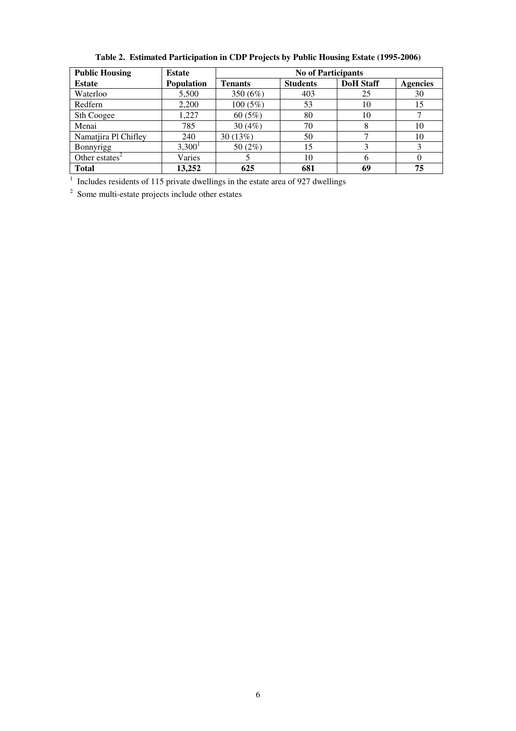**Table 2. Estimated Participation in CDP Projects by Public Housing Estate (1995-2006)**

| Public Housing Estate | Estate Population | No of Participants | | | |
|---|---|---|---|---|---|
| | | Tenants | Students | DoH Staff | Agencies |
| Waterloo | 5,500 | 350 (6%) | 403 | 25 | 30 |
| Redfern | 2,200 | 100 (5%) | 53 | 10 | 15 |
| Sth Coogee | 1,227 | 60 (5%) | 80 | 10 | 7 |
| Menai | 785 | 30 (4%) | 70 | 8 | 10 |
| Namatjira Pl Chifley | 240 | 30 (13%) | 50 | 7 | 10 |
| Bonnyrigg | 3,300[1] | 50 (2%) | 15 | 3 | 3 |
| Other estates[2] | Varies | 5 | 10 | 6 | 0 |
| **Total** | **13,252** | **625** | **681** | **69** | **75** |

[1] Includes residents of 115 private dwellings in the estate area of 927 dwellings

[2] Some multi-estate projects include other estates